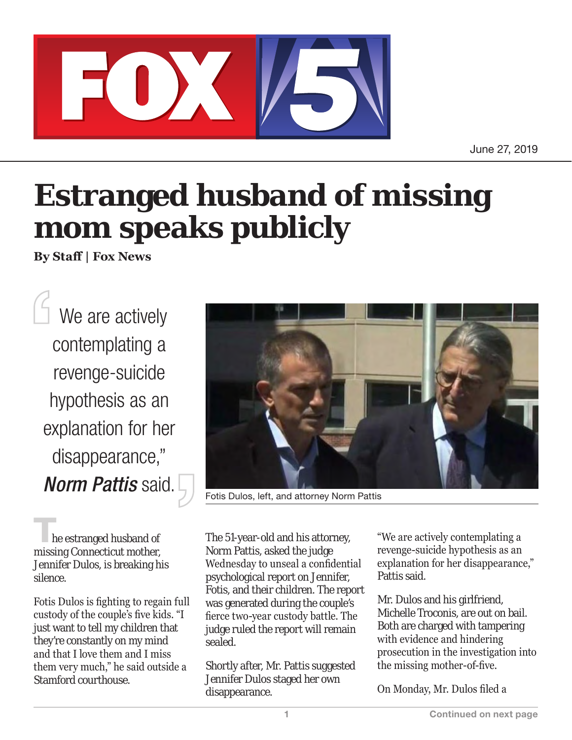June 27, 2019

# Estranged husband of missing mom speaks publicly

**By Staff | Fox News**

> We are actively contemplating a revenge-suicide hypothesis as an explanation for her disappearance," ***Norm Pattis*** said.

Fotis Dulos, left, and attorney Norm Pattis

The estranged husband of missing Connecticut mother, Jennifer Dulos, is breaking his silence.

Fotis Dulos is fighting to regain full custody of the couple's five kids. "I just want to tell my children that they're constantly on my mind and that I love them and I miss them very much," he said outside a Stamford courthouse.

The 51-year-old and his attorney, Norm Pattis, asked the judge Wednesday to unseal a confidential psychological report on Jennifer, Fotis, and their children. The report was generated during the couple's fierce two-year custody battle. The judge ruled the report will remain sealed.

Shortly after, Mr. Pattis suggested Jennifer Dulos staged her own disappearance.

"We are actively contemplating a revenge-suicide hypothesis as an explanation for her disappearance," Pattis said.

Mr. Dulos and his girlfriend, Michelle Troconis, are out on bail. Both are charged with tampering with evidence and hindering prosecution in the investigation into the missing mother-of-five.

On Monday, Mr. Dulos filed a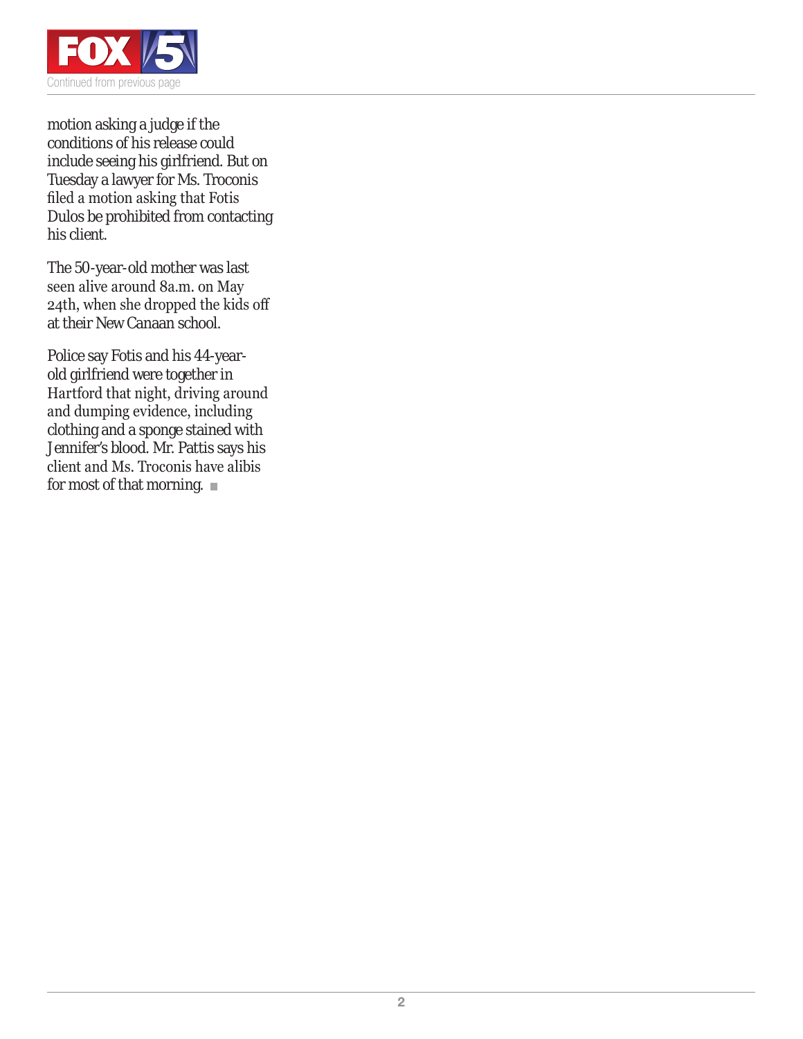motion asking a judge if the conditions of his release could include seeing his girlfriend. But on Tuesday a lawyer for Ms. Troconis filed a motion asking that Fotis Dulos be prohibited from contacting his client.

The 50-year-old mother was last seen alive around 8a.m. on May 24th, when she dropped the kids off at their New Canaan school.

Police say Fotis and his 44-year-old girlfriend were together in Hartford that night, driving around and dumping evidence, including clothing and a sponge stained with Jennifer's blood. Mr. Pattis says his client and Ms. Troconis have alibis for most of that morning.